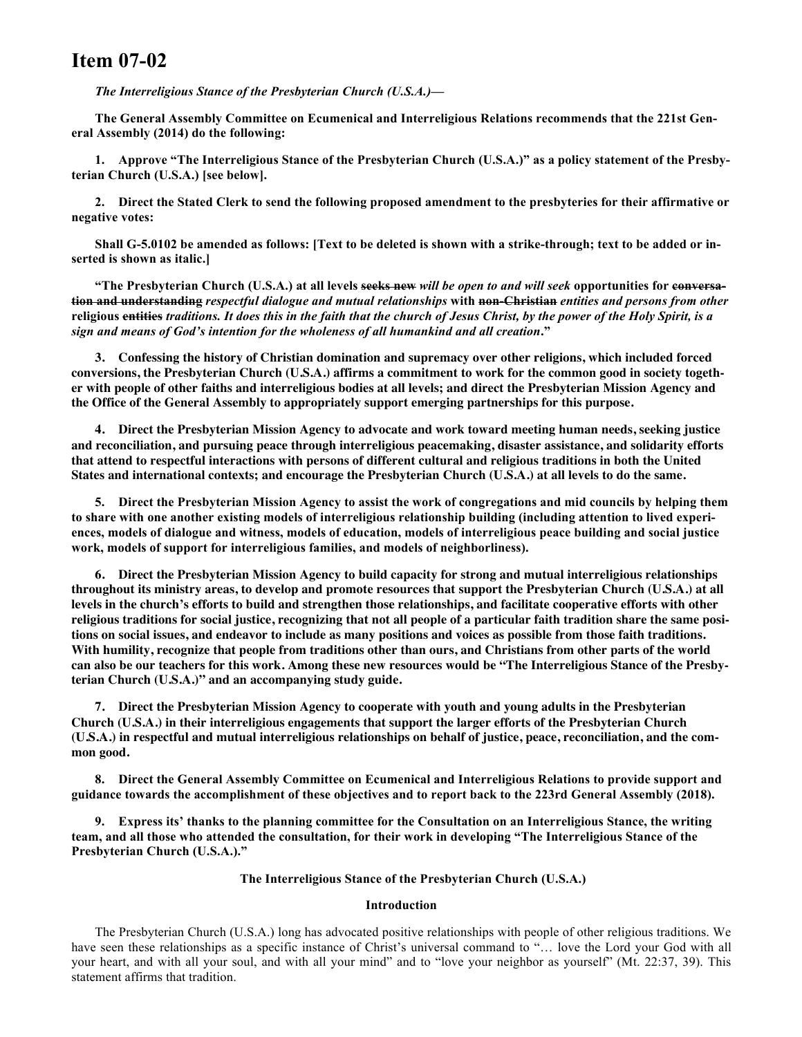# Item 07-02

***The Interreligious Stance of the Presbyterian Church (U.S.A.)—***

**The General Assembly Committee on Ecumenical and Interreligious Relations recommends that the 221st General Assembly (2014) do the following:**

**1. Approve "The Interreligious Stance of the Presbyterian Church (U.S.A.)" as a policy statement of the Presbyterian Church (U.S.A.) [see below].**

**2. Direct the Stated Clerk to send the following proposed amendment to the presbyteries for their affirmative or negative votes:**

**Shall G-5.0102 be amended as follows: [Text to be deleted is shown with a strike-through; text to be added or inserted is shown as italic.]**

**"The Presbyterian Church (U.S.A.) at all levels ~~seeks new~~ *will be open to and will seek* opportunities for ~~conversation and understanding~~ *respectful dialogue and mutual relationships* with ~~non-Christian~~ *entities and persons from other* religious ~~entities~~ *traditions. It does this in the faith that the church of Jesus Christ, by the power of the Holy Spirit, is a sign and means of God's intention for the wholeness of all humankind and all creation*."**

**3. Confessing the history of Christian domination and supremacy over other religions, which included forced conversions, the Presbyterian Church (U.S.A.) affirms a commitment to work for the common good in society together with people of other faiths and interreligious bodies at all levels; and direct the Presbyterian Mission Agency and the Office of the General Assembly to appropriately support emerging partnerships for this purpose.**

**4. Direct the Presbyterian Mission Agency to advocate and work toward meeting human needs, seeking justice and reconciliation, and pursuing peace through interreligious peacemaking, disaster assistance, and solidarity efforts that attend to respectful interactions with persons of different cultural and religious traditions in both the United States and international contexts; and encourage the Presbyterian Church (U.S.A.) at all levels to do the same.**

**5. Direct the Presbyterian Mission Agency to assist the work of congregations and mid councils by helping them to share with one another existing models of interreligious relationship building (including attention to lived experiences, models of dialogue and witness, models of education, models of interreligious peace building and social justice work, models of support for interreligious families, and models of neighborliness).**

**6. Direct the Presbyterian Mission Agency to build capacity for strong and mutual interreligious relationships throughout its ministry areas, to develop and promote resources that support the Presbyterian Church (U.S.A.) at all levels in the church's efforts to build and strengthen those relationships, and facilitate cooperative efforts with other religious traditions for social justice, recognizing that not all people of a particular faith tradition share the same positions on social issues, and endeavor to include as many positions and voices as possible from those faith traditions. With humility, recognize that people from traditions other than ours, and Christians from other parts of the world can also be our teachers for this work. Among these new resources would be "The Interreligious Stance of the Presbyterian Church (U.S.A.)" and an accompanying study guide.**

**7. Direct the Presbyterian Mission Agency to cooperate with youth and young adults in the Presbyterian Church (U.S.A.) in their interreligious engagements that support the larger efforts of the Presbyterian Church (U.S.A.) in respectful and mutual interreligious relationships on behalf of justice, peace, reconciliation, and the common good.**

**8. Direct the General Assembly Committee on Ecumenical and Interreligious Relations to provide support and guidance towards the accomplishment of these objectives and to report back to the 223rd General Assembly (2018).**

**9. Express its' thanks to the planning committee for the Consultation on an Interreligious Stance, the writing team, and all those who attended the consultation, for their work in developing "The Interreligious Stance of the Presbyterian Church (U.S.A.)."**

## The Interreligious Stance of the Presbyterian Church (U.S.A.)

### Introduction

The Presbyterian Church (U.S.A.) long has advocated positive relationships with people of other religious traditions. We have seen these relationships as a specific instance of Christ's universal command to "… love the Lord your God with all your heart, and with all your soul, and with all your mind" and to "love your neighbor as yourself" (Mt. 22:37, 39). This statement affirms that tradition.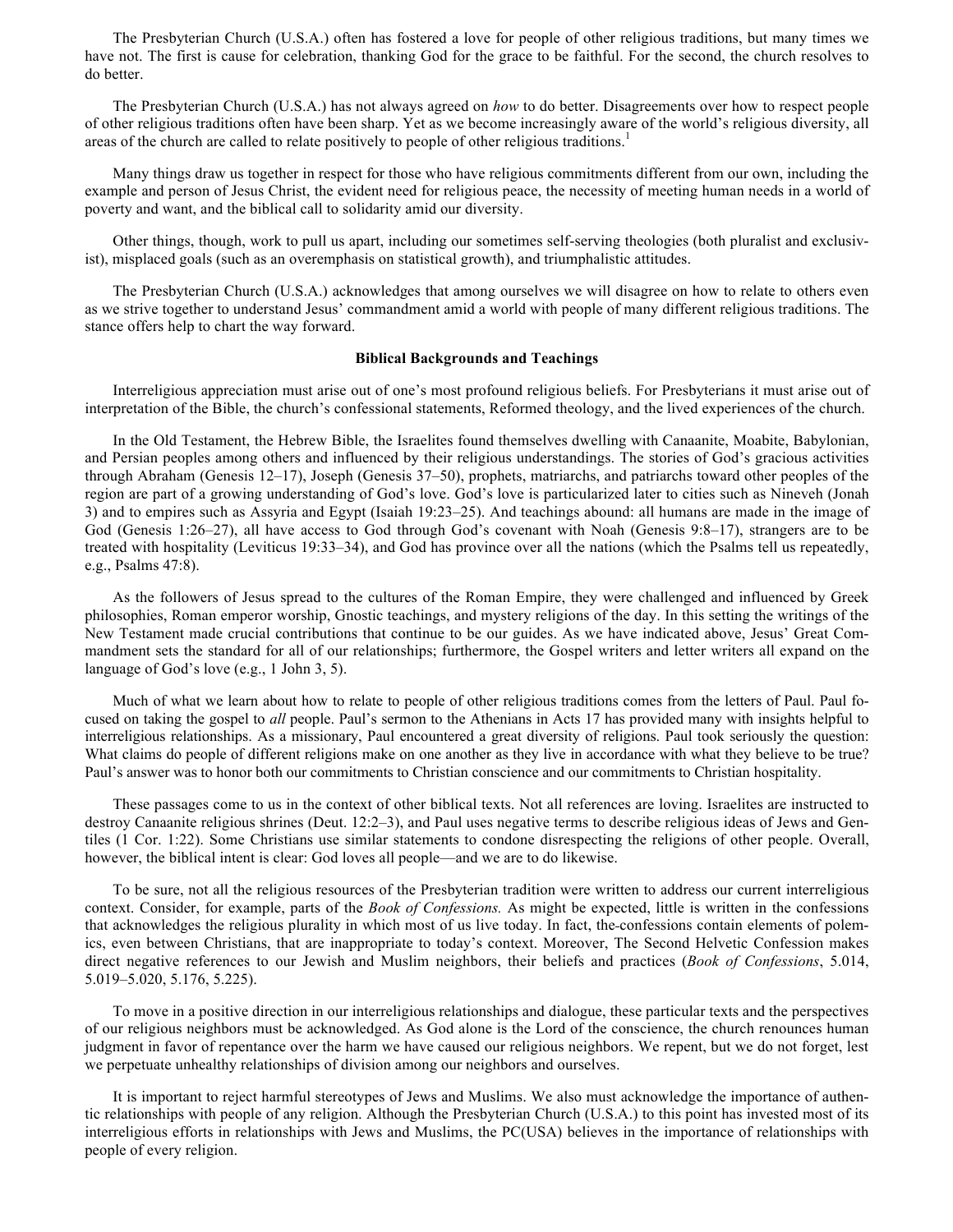The Presbyterian Church (U.S.A.) often has fostered a love for people of other religious traditions, but many times we have not. The first is cause for celebration, thanking God for the grace to be faithful. For the second, the church resolves to do better.

The Presbyterian Church (U.S.A.) has not always agreed on *how* to do better. Disagreements over how to respect people of other religious traditions often have been sharp. Yet as we become increasingly aware of the world's religious diversity, all areas of the church are called to relate positively to people of other religious traditions.[1]

Many things draw us together in respect for those who have religious commitments different from our own, including the example and person of Jesus Christ, the evident need for religious peace, the necessity of meeting human needs in a world of poverty and want, and the biblical call to solidarity amid our diversity.

Other things, though, work to pull us apart, including our sometimes self-serving theologies (both pluralist and exclusivist), misplaced goals (such as an overemphasis on statistical growth), and triumphalistic attitudes.

The Presbyterian Church (U.S.A.) acknowledges that among ourselves we will disagree on how to relate to others even as we strive together to understand Jesus' commandment amid a world with people of many different religious traditions. The stance offers help to chart the way forward.

**Biblical Backgrounds and Teachings**

Interreligious appreciation must arise out of one's most profound religious beliefs. For Presbyterians it must arise out of interpretation of the Bible, the church's confessional statements, Reformed theology, and the lived experiences of the church.

In the Old Testament, the Hebrew Bible, the Israelites found themselves dwelling with Canaanite, Moabite, Babylonian, and Persian peoples among others and influenced by their religious understandings. The stories of God's gracious activities through Abraham (Genesis 12–17), Joseph (Genesis 37–50), prophets, matriarchs, and patriarchs toward other peoples of the region are part of a growing understanding of God's love. God's love is particularized later to cities such as Nineveh (Jonah 3) and to empires such as Assyria and Egypt (Isaiah 19:23–25). And teachings abound: all humans are made in the image of God (Genesis 1:26–27), all have access to God through God's covenant with Noah (Genesis 9:8–17), strangers are to be treated with hospitality (Leviticus 19:33–34), and God has province over all the nations (which the Psalms tell us repeatedly, e.g., Psalms 47:8).

As the followers of Jesus spread to the cultures of the Roman Empire, they were challenged and influenced by Greek philosophies, Roman emperor worship, Gnostic teachings, and mystery religions of the day. In this setting the writings of the New Testament made crucial contributions that continue to be our guides. As we have indicated above, Jesus' Great Commandment sets the standard for all of our relationships; furthermore, the Gospel writers and letter writers all expand on the language of God's love (e.g., 1 John 3, 5).

Much of what we learn about how to relate to people of other religious traditions comes from the letters of Paul. Paul focused on taking the gospel to *all* people. Paul's sermon to the Athenians in Acts 17 has provided many with insights helpful to interreligious relationships. As a missionary, Paul encountered a great diversity of religions. Paul took seriously the question: What claims do people of different religions make on one another as they live in accordance with what they believe to be true? Paul's answer was to honor both our commitments to Christian conscience and our commitments to Christian hospitality.

These passages come to us in the context of other biblical texts. Not all references are loving. Israelites are instructed to destroy Canaanite religious shrines (Deut. 12:2–3), and Paul uses negative terms to describe religious ideas of Jews and Gentiles (1 Cor. 1:22). Some Christians use similar statements to condone disrespecting the religions of other people. Overall, however, the biblical intent is clear: God loves all people—and we are to do likewise.

To be sure, not all the religious resources of the Presbyterian tradition were written to address our current interreligious context. Consider, for example, parts of the *Book of Confessions.* As might be expected, little is written in the confessions that acknowledges the religious plurality in which most of us live today. In fact, the confessions contain elements of polemics, even between Christians, that are inappropriate to today's context. Moreover, The Second Helvetic Confession makes direct negative references to our Jewish and Muslim neighbors, their beliefs and practices (*Book of Confessions*, 5.014, 5.019–5.020, 5.176, 5.225).

To move in a positive direction in our interreligious relationships and dialogue, these particular texts and the perspectives of our religious neighbors must be acknowledged. As God alone is the Lord of the conscience, the church renounces human judgment in favor of repentance over the harm we have caused our religious neighbors. We repent, but we do not forget, lest we perpetuate unhealthy relationships of division among our neighbors and ourselves.

It is important to reject harmful stereotypes of Jews and Muslims. We also must acknowledge the importance of authentic relationships with people of any religion. Although the Presbyterian Church (U.S.A.) to this point has invested most of its interreligious efforts in relationships with Jews and Muslims, the PC(USA) believes in the importance of relationships with people of every religion.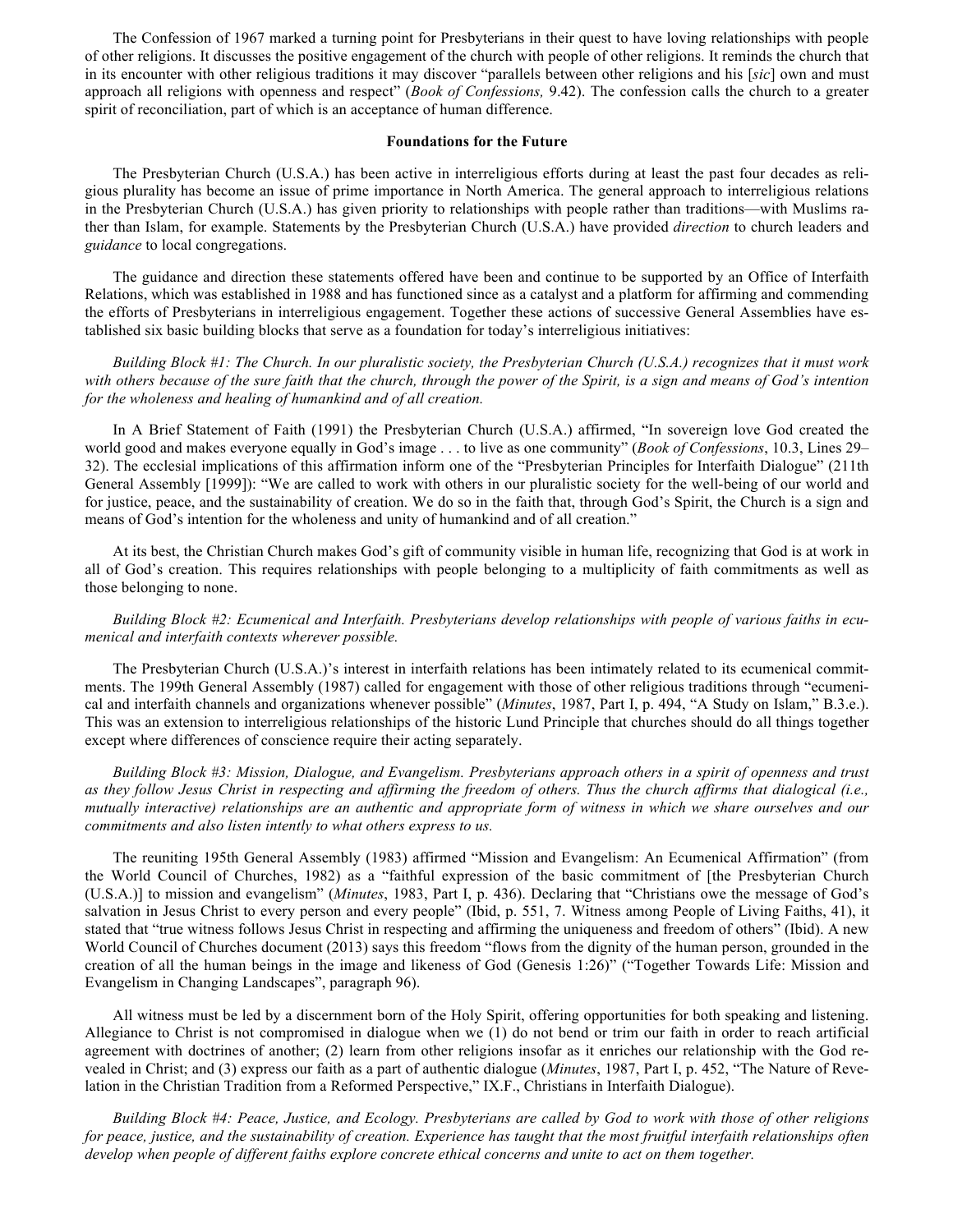The Confession of 1967 marked a turning point for Presbyterians in their quest to have loving relationships with people of other religions. It discusses the positive engagement of the church with people of other religions. It reminds the church that in its encounter with other religious traditions it may discover "parallels between other religions and his [*sic*] own and must approach all religions with openness and respect" (*Book of Confessions,* 9.42). The confession calls the church to a greater spirit of reconciliation, part of which is an acceptance of human difference.

## Foundations for the Future

The Presbyterian Church (U.S.A.) has been active in interreligious efforts during at least the past four decades as religious plurality has become an issue of prime importance in North America. The general approach to interreligious relations in the Presbyterian Church (U.S.A.) has given priority to relationships with people rather than traditions—with Muslims rather than Islam, for example. Statements by the Presbyterian Church (U.S.A.) have provided *direction* to church leaders and *guidance* to local congregations.

The guidance and direction these statements offered have been and continue to be supported by an Office of Interfaith Relations, which was established in 1988 and has functioned since as a catalyst and a platform for affirming and commending the efforts of Presbyterians in interreligious engagement. Together these actions of successive General Assemblies have established six basic building blocks that serve as a foundation for today's interreligious initiatives:

*Building Block #1: The Church. In our pluralistic society, the Presbyterian Church (U.S.A.) recognizes that it must work with others because of the sure faith that the church, through the power of the Spirit, is a sign and means of God's intention for the wholeness and healing of humankind and of all creation.*

In A Brief Statement of Faith (1991) the Presbyterian Church (U.S.A.) affirmed, "In sovereign love God created the world good and makes everyone equally in God's image . . . to live as one community" (*Book of Confessions*, 10.3, Lines 29–32). The ecclesial implications of this affirmation inform one of the "Presbyterian Principles for Interfaith Dialogue" (211th General Assembly [1999]): "We are called to work with others in our pluralistic society for the well-being of our world and for justice, peace, and the sustainability of creation. We do so in the faith that, through God's Spirit, the Church is a sign and means of God's intention for the wholeness and unity of humankind and of all creation."

At its best, the Christian Church makes God's gift of community visible in human life, recognizing that God is at work in all of God's creation. This requires relationships with people belonging to a multiplicity of faith commitments as well as those belonging to none.

*Building Block #2: Ecumenical and Interfaith. Presbyterians develop relationships with people of various faiths in ecumenical and interfaith contexts wherever possible.*

The Presbyterian Church (U.S.A.)'s interest in interfaith relations has been intimately related to its ecumenical commitments. The 199th General Assembly (1987) called for engagement with those of other religious traditions through "ecumenical and interfaith channels and organizations whenever possible" (*Minutes*, 1987, Part I, p. 494, "A Study on Islam," B.3.e.). This was an extension to interreligious relationships of the historic Lund Principle that churches should do all things together except where differences of conscience require their acting separately.

*Building Block #3: Mission, Dialogue, and Evangelism. Presbyterians approach others in a spirit of openness and trust as they follow Jesus Christ in respecting and affirming the freedom of others. Thus the church affirms that dialogical (i.e., mutually interactive) relationships are an authentic and appropriate form of witness in which we share ourselves and our commitments and also listen intently to what others express to us.*

The reuniting 195th General Assembly (1983) affirmed "Mission and Evangelism: An Ecumenical Affirmation" (from the World Council of Churches, 1982) as a "faithful expression of the basic commitment of [the Presbyterian Church (U.S.A.)] to mission and evangelism" (*Minutes*, 1983, Part I, p. 436). Declaring that "Christians owe the message of God's salvation in Jesus Christ to every person and every people" (Ibid, p. 551, 7. Witness among People of Living Faiths, 41), it stated that "true witness follows Jesus Christ in respecting and affirming the uniqueness and freedom of others" (Ibid). A new World Council of Churches document (2013) says this freedom "flows from the dignity of the human person, grounded in the creation of all the human beings in the image and likeness of God (Genesis 1:26)" ("Together Towards Life: Mission and Evangelism in Changing Landscapes", paragraph 96).

All witness must be led by a discernment born of the Holy Spirit, offering opportunities for both speaking and listening. Allegiance to Christ is not compromised in dialogue when we (1) do not bend or trim our faith in order to reach artificial agreement with doctrines of another; (2) learn from other religions insofar as it enriches our relationship with the God revealed in Christ; and (3) express our faith as a part of authentic dialogue (*Minutes*, 1987, Part I, p. 452, "The Nature of Revelation in the Christian Tradition from a Reformed Perspective," IX.F., Christians in Interfaith Dialogue).

*Building Block #4: Peace, Justice, and Ecology. Presbyterians are called by God to work with those of other religions for peace, justice, and the sustainability of creation. Experience has taught that the most fruitful interfaith relationships often develop when people of different faiths explore concrete ethical concerns and unite to act on them together.*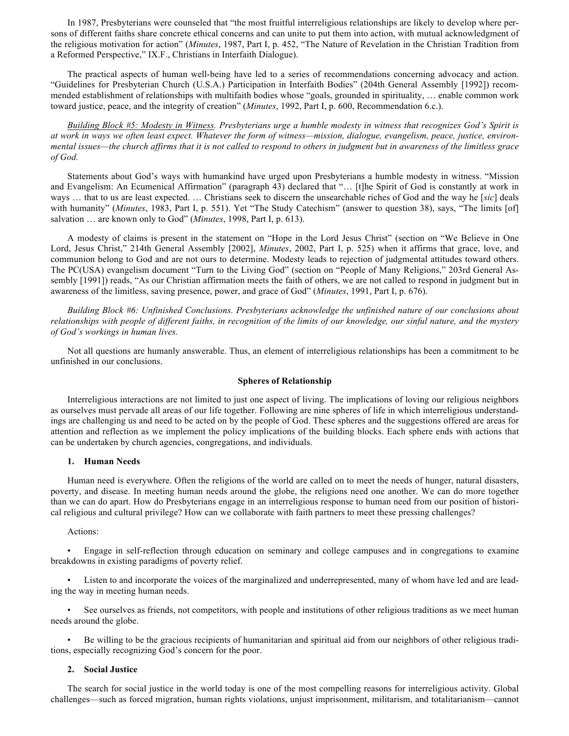In 1987, Presbyterians were counseled that "the most fruitful interreligious relationships are likely to develop where persons of different faiths share concrete ethical concerns and can unite to put them into action, with mutual acknowledgment of the religious motivation for action" (*Minutes*, 1987, Part I, p. 452, "The Nature of Revelation in the Christian Tradition from a Reformed Perspective," IX.F., Christians in Interfaith Dialogue).

The practical aspects of human well-being have led to a series of recommendations concerning advocacy and action. "Guidelines for Presbyterian Church (U.S.A.) Participation in Interfaith Bodies" (204th General Assembly [1992]) recommended establishment of relationships with multifaith bodies whose "goals, grounded in spirituality, … enable common work toward justice, peace, and the integrity of creation" (*Minutes*, 1992, Part I, p. 600, Recommendation 6.c.).

*Building Block #5: Modesty in Witness. Presbyterians urge a humble modesty in witness that recognizes God's Spirit is at work in ways we often least expect. Whatever the form of witness—mission, dialogue, evangelism, peace, justice, environmental issues—the church affirms that it is not called to respond to others in judgment but in awareness of the limitless grace of God.*

Statements about God's ways with humankind have urged upon Presbyterians a humble modesty in witness. "Mission and Evangelism: An Ecumenical Affirmation" (paragraph 43) declared that "… [t]he Spirit of God is constantly at work in ways … that to us are least expected. … Christians seek to discern the unsearchable riches of God and the way he [*sic*] deals with humanity" (*Minutes*, 1983, Part I, p. 551). Yet "The Study Catechism" (answer to question 38), says, "The limits [of] salvation … are known only to God" (*Minutes*, 1998, Part I, p. 613).

A modesty of claims is present in the statement on "Hope in the Lord Jesus Christ" (section on "We Believe in One Lord, Jesus Christ," 214th General Assembly [2002], *Minutes*, 2002, Part I, p. 525) when it affirms that grace, love, and communion belong to God and are not ours to determine. Modesty leads to rejection of judgmental attitudes toward others. The PC(USA) evangelism document "Turn to the Living God" (section on "People of Many Religions," 203rd General Assembly [1991]) reads, "As our Christian affirmation meets the faith of others, we are not called to respond in judgment but in awareness of the limitless, saving presence, power, and grace of God" (*Minutes*, 1991, Part I, p. 676).

*Building Block #6: Unfinished Conclusions. Presbyterians acknowledge the unfinished nature of our conclusions about relationships with people of different faiths, in recognition of the limits of our knowledge, our sinful nature, and the mystery of God's workings in human lives.*

Not all questions are humanly answerable. Thus, an element of interreligious relationships has been a commitment to be unfinished in our conclusions.

## Spheres of Relationship

Interreligious interactions are not limited to just one aspect of living. The implications of loving our religious neighbors as ourselves must pervade all areas of our life together. Following are nine spheres of life in which interreligious understandings are challenging us and need to be acted on by the people of God. These spheres and the suggestions offered are areas for attention and reflection as we implement the policy implications of the building blocks. Each sphere ends with actions that can be undertaken by church agencies, congregations, and individuals.

### 1. Human Needs

Human need is everywhere. Often the religions of the world are called on to meet the needs of hunger, natural disasters, poverty, and disease. In meeting human needs around the globe, the religions need one another. We can do more together than we can do apart. How do Presbyterians engage in an interreligious response to human need from our position of historical religious and cultural privilege? How can we collaborate with faith partners to meet these pressing challenges?

Actions:

- Engage in self-reflection through education on seminary and college campuses and in congregations to examine breakdowns in existing paradigms of poverty relief.
- Listen to and incorporate the voices of the marginalized and underrepresented, many of whom have led and are leading the way in meeting human needs.
- See ourselves as friends, not competitors, with people and institutions of other religious traditions as we meet human needs around the globe.
- Be willing to be the gracious recipients of humanitarian and spiritual aid from our neighbors of other religious traditions, especially recognizing God's concern for the poor.

### 2. Social Justice

The search for social justice in the world today is one of the most compelling reasons for interreligious activity. Global challenges—such as forced migration, human rights violations, unjust imprisonment, militarism, and totalitarianism—cannot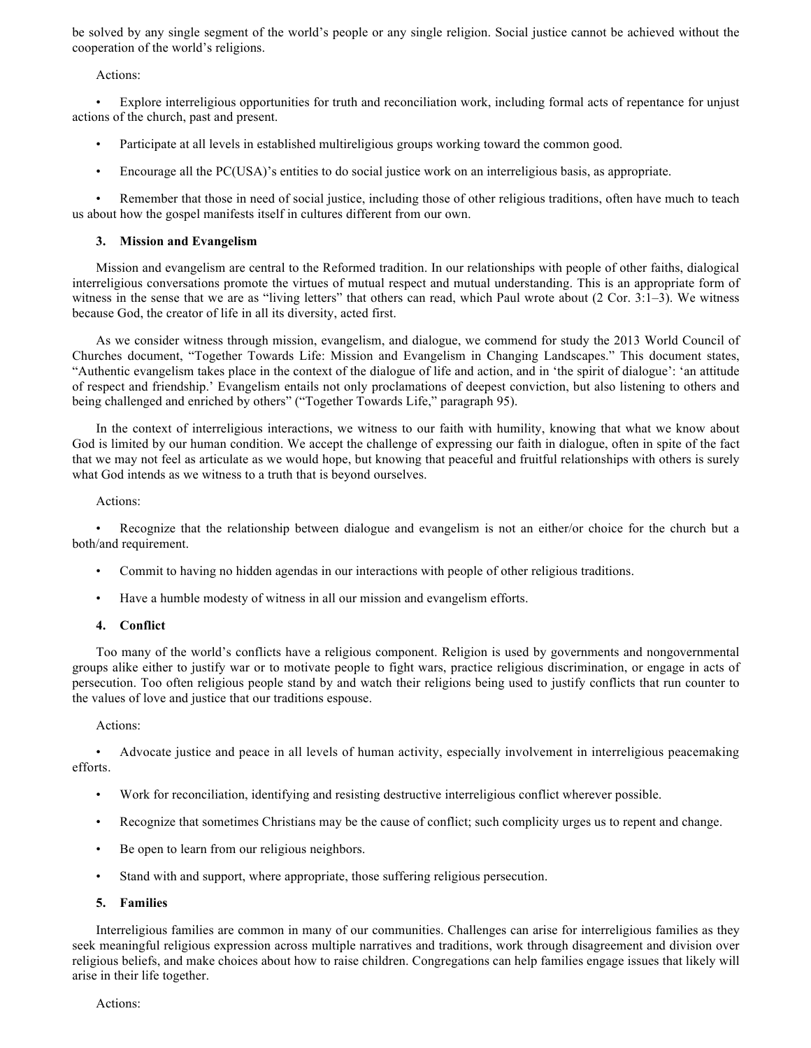be solved by any single segment of the world's people or any single religion. Social justice cannot be achieved without the cooperation of the world's religions.

Actions:

- Explore interreligious opportunities for truth and reconciliation work, including formal acts of repentance for unjust actions of the church, past and present.
- Participate at all levels in established multireligious groups working toward the common good.
- Encourage all the PC(USA)'s entities to do social justice work on an interreligious basis, as appropriate.
- Remember that those in need of social justice, including those of other religious traditions, often have much to teach us about how the gospel manifests itself in cultures different from our own.

### 3. Mission and Evangelism

Mission and evangelism are central to the Reformed tradition. In our relationships with people of other faiths, dialogical interreligious conversations promote the virtues of mutual respect and mutual understanding. This is an appropriate form of witness in the sense that we are as "living letters" that others can read, which Paul wrote about (2 Cor. 3:1–3). We witness because God, the creator of life in all its diversity, acted first.

As we consider witness through mission, evangelism, and dialogue, we commend for study the 2013 World Council of Churches document, "Together Towards Life: Mission and Evangelism in Changing Landscapes." This document states, "Authentic evangelism takes place in the context of the dialogue of life and action, and in 'the spirit of dialogue': 'an attitude of respect and friendship.' Evangelism entails not only proclamations of deepest conviction, but also listening to others and being challenged and enriched by others" ("Together Towards Life," paragraph 95).

In the context of interreligious interactions, we witness to our faith with humility, knowing that what we know about God is limited by our human condition. We accept the challenge of expressing our faith in dialogue, often in spite of the fact that we may not feel as articulate as we would hope, but knowing that peaceful and fruitful relationships with others is surely what God intends as we witness to a truth that is beyond ourselves.

Actions:

- Recognize that the relationship between dialogue and evangelism is not an either/or choice for the church but a both/and requirement.
- Commit to having no hidden agendas in our interactions with people of other religious traditions.
- Have a humble modesty of witness in all our mission and evangelism efforts.

### 4. Conflict

Too many of the world's conflicts have a religious component. Religion is used by governments and nongovernmental groups alike either to justify war or to motivate people to fight wars, practice religious discrimination, or engage in acts of persecution. Too often religious people stand by and watch their religions being used to justify conflicts that run counter to the values of love and justice that our traditions espouse.

Actions:

- Advocate justice and peace in all levels of human activity, especially involvement in interreligious peacemaking efforts.
- Work for reconciliation, identifying and resisting destructive interreligious conflict wherever possible.
- Recognize that sometimes Christians may be the cause of conflict; such complicity urges us to repent and change.
- Be open to learn from our religious neighbors.
- Stand with and support, where appropriate, those suffering religious persecution.

### 5. Families

Interreligious families are common in many of our communities. Challenges can arise for interreligious families as they seek meaningful religious expression across multiple narratives and traditions, work through disagreement and division over religious beliefs, and make choices about how to raise children. Congregations can help families engage issues that likely will arise in their life together.

Actions: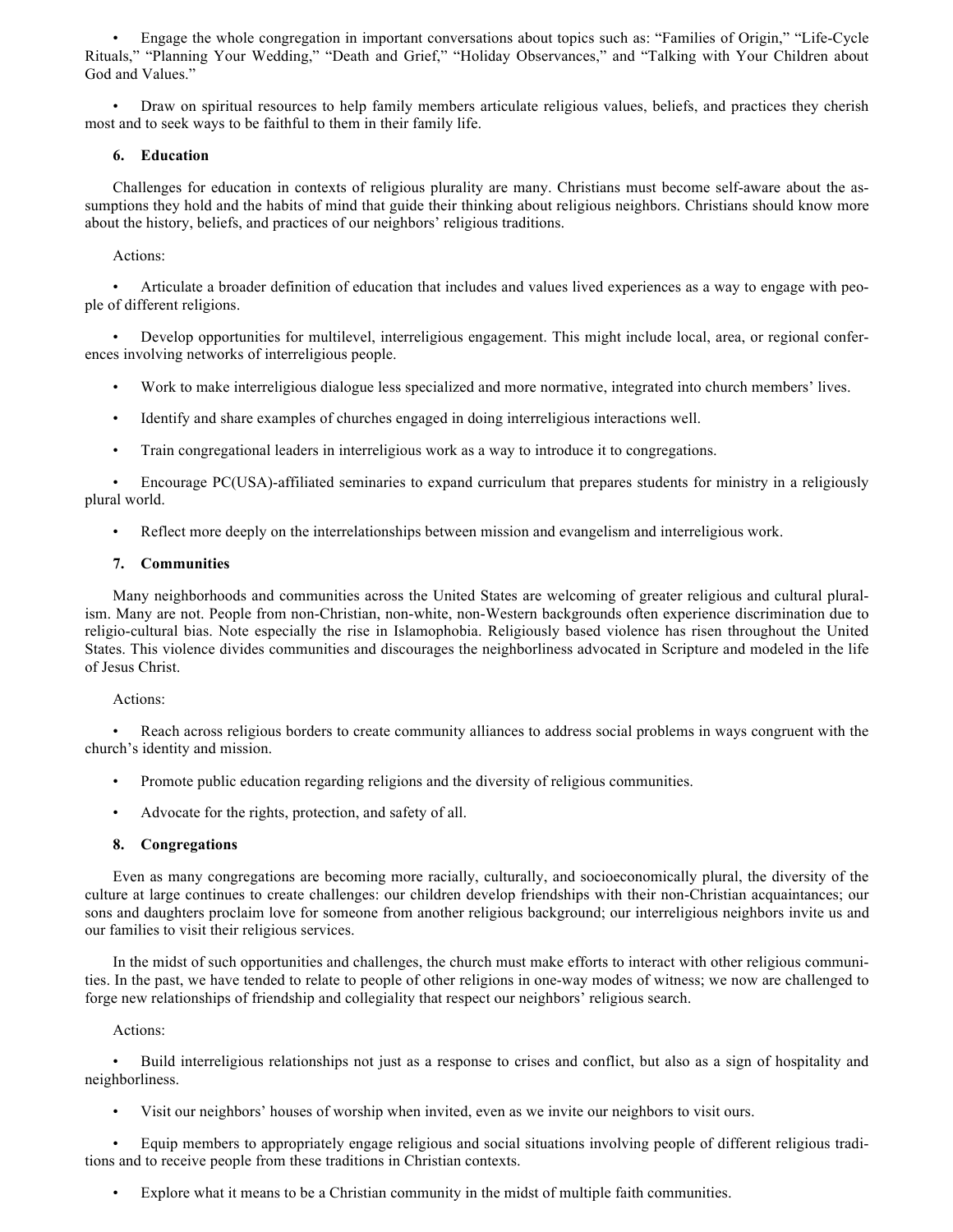- Engage the whole congregation in important conversations about topics such as: "Families of Origin," "Life-Cycle Rituals," "Planning Your Wedding," "Death and Grief," "Holiday Observances," and "Talking with Your Children about God and Values."

- Draw on spiritual resources to help family members articulate religious values, beliefs, and practices they cherish most and to seek ways to be faithful to them in their family life.

### 6. Education

Challenges for education in contexts of religious plurality are many. Christians must become self-aware about the assumptions they hold and the habits of mind that guide their thinking about religious neighbors. Christians should know more about the history, beliefs, and practices of our neighbors' religious traditions.

Actions:

- Articulate a broader definition of education that includes and values lived experiences as a way to engage with people of different religions.

- Develop opportunities for multilevel, interreligious engagement. This might include local, area, or regional conferences involving networks of interreligious people.

- Work to make interreligious dialogue less specialized and more normative, integrated into church members' lives.

- Identify and share examples of churches engaged in doing interreligious interactions well.

- Train congregational leaders in interreligious work as a way to introduce it to congregations.

- Encourage PC(USA)-affiliated seminaries to expand curriculum that prepares students for ministry in a religiously plural world.

- Reflect more deeply on the interrelationships between mission and evangelism and interreligious work.

### 7. Communities

Many neighborhoods and communities across the United States are welcoming of greater religious and cultural pluralism. Many are not. People from non-Christian, non-white, non-Western backgrounds often experience discrimination due to religio-cultural bias. Note especially the rise in Islamophobia. Religiously based violence has risen throughout the United States. This violence divides communities and discourages the neighborliness advocated in Scripture and modeled in the life of Jesus Christ.

Actions:

- Reach across religious borders to create community alliances to address social problems in ways congruent with the church's identity and mission.

- Promote public education regarding religions and the diversity of religious communities.

- Advocate for the rights, protection, and safety of all.

### 8. Congregations

Even as many congregations are becoming more racially, culturally, and socioeconomically plural, the diversity of the culture at large continues to create challenges: our children develop friendships with their non-Christian acquaintances; our sons and daughters proclaim love for someone from another religious background; our interreligious neighbors invite us and our families to visit their religious services.

In the midst of such opportunities and challenges, the church must make efforts to interact with other religious communities. In the past, we have tended to relate to people of other religions in one-way modes of witness; we now are challenged to forge new relationships of friendship and collegiality that respect our neighbors' religious search.

Actions:

- Build interreligious relationships not just as a response to crises and conflict, but also as a sign of hospitality and neighborliness.

- Visit our neighbors' houses of worship when invited, even as we invite our neighbors to visit ours.

- Equip members to appropriately engage religious and social situations involving people of different religious traditions and to receive people from these traditions in Christian contexts.

- Explore what it means to be a Christian community in the midst of multiple faith communities.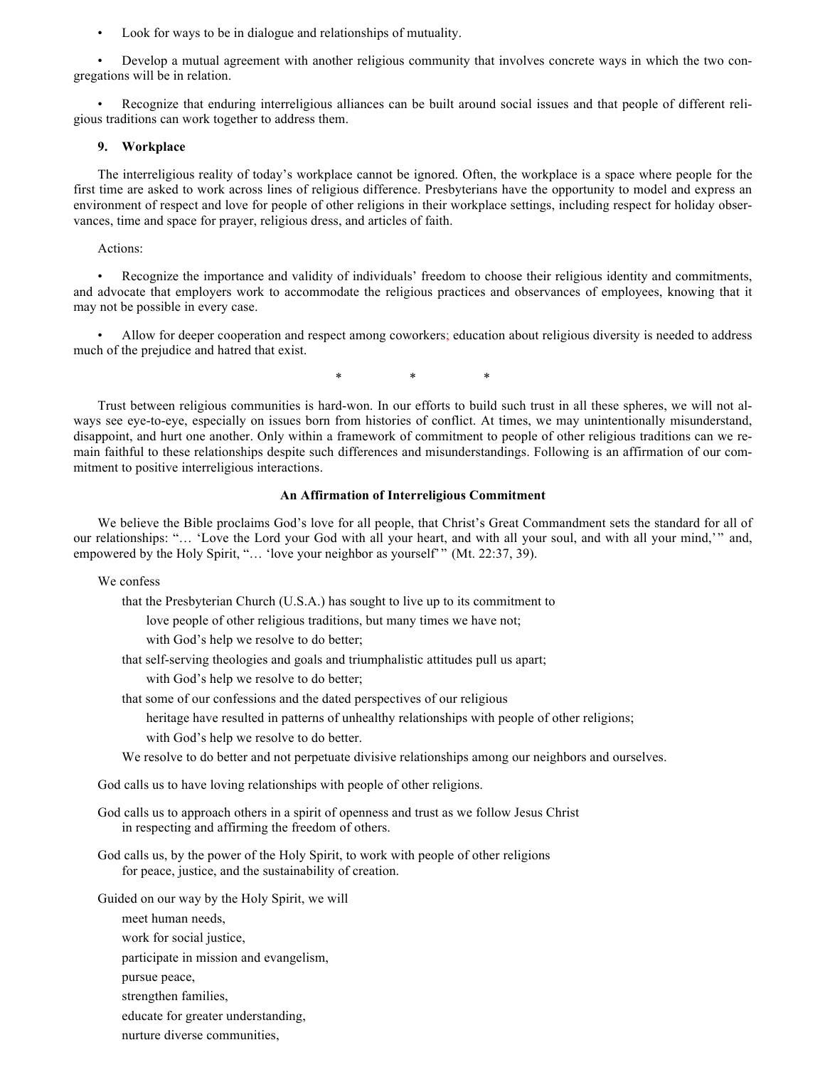- Look for ways to be in dialogue and relationships of mutuality.

- Develop a mutual agreement with another religious community that involves concrete ways in which the two congregations will be in relation.

- Recognize that enduring interreligious alliances can be built around social issues and that people of different religious traditions can work together to address them.

**9. Workplace**

The interreligious reality of today's workplace cannot be ignored. Often, the workplace is a space where people for the first time are asked to work across lines of religious difference. Presbyterians have the opportunity to model and express an environment of respect and love for people of other religions in their workplace settings, including respect for holiday observances, time and space for prayer, religious dress, and articles of faith.

Actions:

- Recognize the importance and validity of individuals' freedom to choose their religious identity and commitments, and advocate that employers work to accommodate the religious practices and observances of employees, knowing that it may not be possible in every case.

- Allow for deeper cooperation and respect among coworkers; education about religious diversity is needed to address much of the prejudice and hatred that exist.

\* \* \*

Trust between religious communities is hard-won. In our efforts to build such trust in all these spheres, we will not always see eye-to-eye, especially on issues born from histories of conflict. At times, we may unintentionally misunderstand, disappoint, and hurt one another. Only within a framework of commitment to people of other religious traditions can we remain faithful to these relationships despite such differences and misunderstandings. Following is an affirmation of our commitment to positive interreligious interactions.

**An Affirmation of Interreligious Commitment**

We believe the Bible proclaims God's love for all people, that Christ's Great Commandment sets the standard for all of our relationships: "… 'Love the Lord your God with all your heart, and with all your soul, and with all your mind,'" and, empowered by the Holy Spirit, "… 'love your neighbor as yourself'" (Mt. 22:37, 39).

We confess

that the Presbyterian Church (U.S.A.) has sought to live up to its commitment to
love people of other religious traditions, but many times we have not;
with God's help we resolve to do better;

that self-serving theologies and goals and triumphalistic attitudes pull us apart;
with God's help we resolve to do better;

that some of our confessions and the dated perspectives of our religious
heritage have resulted in patterns of unhealthy relationships with people of other religions;
with God's help we resolve to do better.

We resolve to do better and not perpetuate divisive relationships among our neighbors and ourselves.

God calls us to have loving relationships with people of other religions.

God calls us to approach others in a spirit of openness and trust as we follow Jesus Christ
in respecting and affirming the freedom of others.

God calls us, by the power of the Holy Spirit, to work with people of other religions
for peace, justice, and the sustainability of creation.

Guided on our way by the Holy Spirit, we will

meet human needs,
work for social justice,
participate in mission and evangelism,
pursue peace,
strengthen families,
educate for greater understanding,
nurture diverse communities,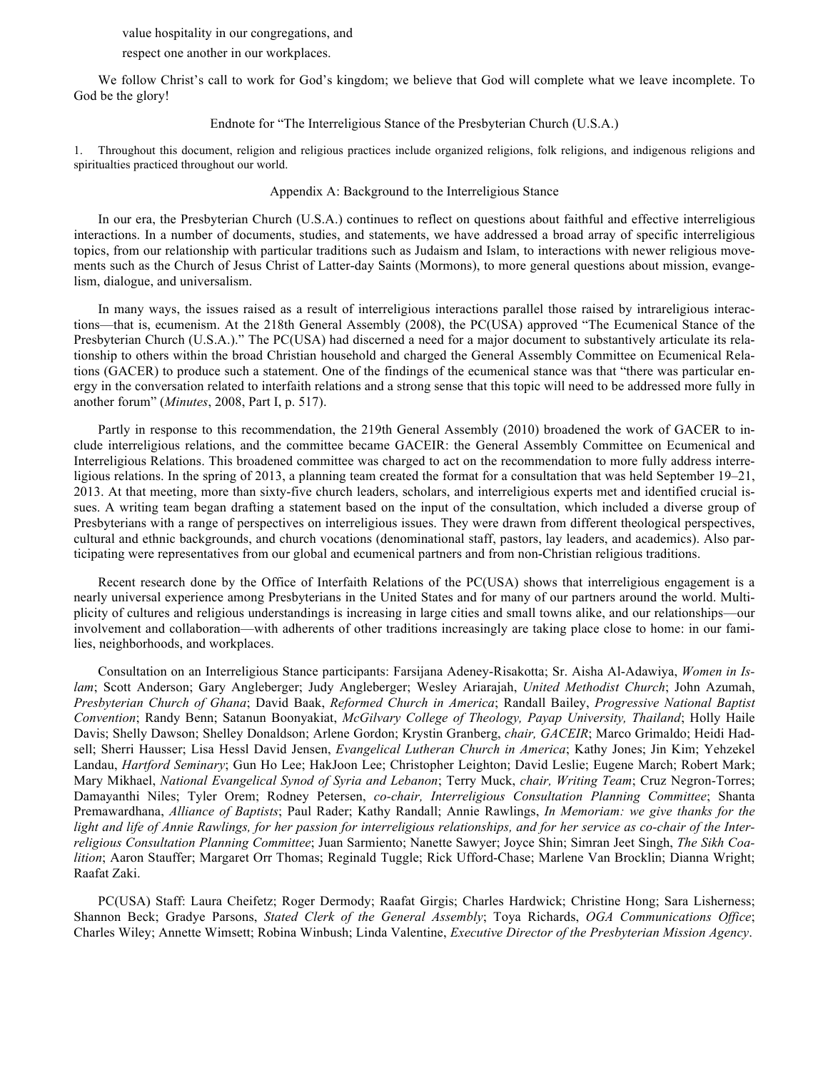value hospitality in our congregations, and

respect one another in our workplaces.

We follow Christ's call to work for God's kingdom; we believe that God will complete what we leave incomplete. To God be the glory!

Endnote for "The Interreligious Stance of the Presbyterian Church (U.S.A.)

1. Throughout this document, religion and religious practices include organized religions, folk religions, and indigenous religions and spiritualties practiced throughout our world.

## Appendix A: Background to the Interreligious Stance

In our era, the Presbyterian Church (U.S.A.) continues to reflect on questions about faithful and effective interreligious interactions. In a number of documents, studies, and statements, we have addressed a broad array of specific interreligious topics, from our relationship with particular traditions such as Judaism and Islam, to interactions with newer religious movements such as the Church of Jesus Christ of Latter-day Saints (Mormons), to more general questions about mission, evangelism, dialogue, and universalism.

In many ways, the issues raised as a result of interreligious interactions parallel those raised by intrareligious interactions—that is, ecumenism. At the 218th General Assembly (2008), the PC(USA) approved "The Ecumenical Stance of the Presbyterian Church (U.S.A.)." The PC(USA) had discerned a need for a major document to substantively articulate its relationship to others within the broad Christian household and charged the General Assembly Committee on Ecumenical Relations (GACER) to produce such a statement. One of the findings of the ecumenical stance was that "there was particular energy in the conversation related to interfaith relations and a strong sense that this topic will need to be addressed more fully in another forum" (*Minutes*, 2008, Part I, p. 517).

Partly in response to this recommendation, the 219th General Assembly (2010) broadened the work of GACER to include interreligious relations, and the committee became GACEIR: the General Assembly Committee on Ecumenical and Interreligious Relations. This broadened committee was charged to act on the recommendation to more fully address interreligious relations. In the spring of 2013, a planning team created the format for a consultation that was held September 19–21, 2013. At that meeting, more than sixty-five church leaders, scholars, and interreligious experts met and identified crucial issues. A writing team began drafting a statement based on the input of the consultation, which included a diverse group of Presbyterians with a range of perspectives on interreligious issues. They were drawn from different theological perspectives, cultural and ethnic backgrounds, and church vocations (denominational staff, pastors, lay leaders, and academics). Also participating were representatives from our global and ecumenical partners and from non-Christian religious traditions.

Recent research done by the Office of Interfaith Relations of the PC(USA) shows that interreligious engagement is a nearly universal experience among Presbyterians in the United States and for many of our partners around the world. Multiplicity of cultures and religious understandings is increasing in large cities and small towns alike, and our relationships—our involvement and collaboration—with adherents of other traditions increasingly are taking place close to home: in our families, neighborhoods, and workplaces.

Consultation on an Interreligious Stance participants: Farsijana Adeney-Risakotta; Sr. Aisha Al-Adawiya, *Women in Islam*; Scott Anderson; Gary Angleberger; Judy Angleberger; Wesley Ariarajah, *United Methodist Church*; John Azumah, *Presbyterian Church of Ghana*; David Baak, *Reformed Church in America*; Randall Bailey, *Progressive National Baptist Convention*; Randy Benn; Satanun Boonyakiat, *McGilvary College of Theology, Payap University, Thailand*; Holly Haile Davis; Shelly Dawson; Shelley Donaldson; Arlene Gordon; Krystin Granberg, *chair, GACEIR*; Marco Grimaldo; Heidi Hadsell; Sherri Hausser; Lisa Hessl David Jensen, *Evangelical Lutheran Church in America*; Kathy Jones; Jin Kim; Yehzekel Landau, *Hartford Seminary*; Gun Ho Lee; HakJoon Lee; Christopher Leighton; David Leslie; Eugene March; Robert Mark; Mary Mikhael, *National Evangelical Synod of Syria and Lebanon*; Terry Muck, *chair, Writing Team*; Cruz Negron-Torres; Damayanthi Niles; Tyler Orem; Rodney Petersen, *co-chair, Interreligious Consultation Planning Committee*; Shanta Premawardhana, *Alliance of Baptists*; Paul Rader; Kathy Randall; Annie Rawlings, *In Memoriam: we give thanks for the light and life of Annie Rawlings, for her passion for interreligious relationships, and for her service as co-chair of the Interreligious Consultation Planning Committee*; Juan Sarmiento; Nanette Sawyer; Joyce Shin; Simran Jeet Singh, *The Sikh Coalition*; Aaron Stauffer; Margaret Orr Thomas; Reginald Tuggle; Rick Ufford-Chase; Marlene Van Brocklin; Dianna Wright; Raafat Zaki.

PC(USA) Staff: Laura Cheifetz; Roger Dermody; Raafat Girgis; Charles Hardwick; Christine Hong; Sara Lisherness; Shannon Beck; Gradye Parsons, *Stated Clerk of the General Assembly*; Toya Richards, *OGA Communications Office*; Charles Wiley; Annette Wimsett; Robina Winbush; Linda Valentine, *Executive Director of the Presbyterian Mission Agency*.